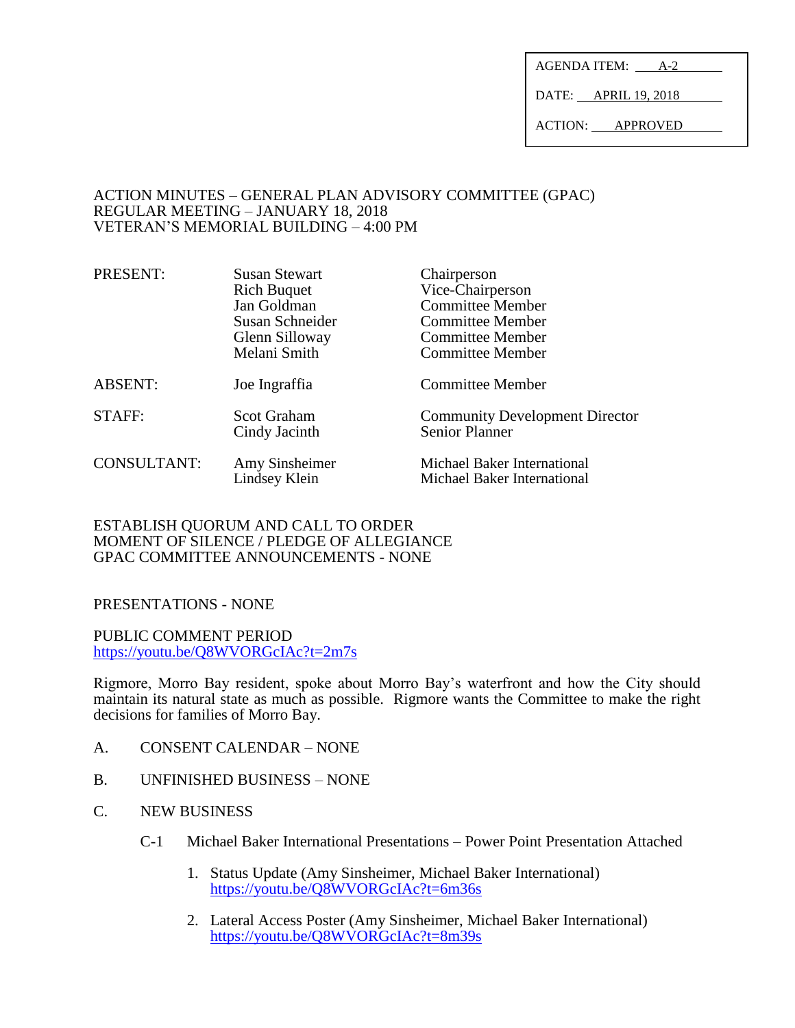| AGENDA ITEM: | A-2 |
|---|---|
| DATE: | APRIL 19, 2018 |
| ACTION: | APPROVED |

ACTION MINUTES – GENERAL PLAN ADVISORY COMMITTEE (GPAC)
REGULAR MEETING – JANUARY 18, 2018
VETERAN'S MEMORIAL BUILDING – 4:00 PM

| | | |
|---|---|---|
| PRESENT: | Susan Stewart | Chairperson |
| | Rich Buquet | Vice-Chairperson |
| | Jan Goldman | Committee Member |
| | Susan Schneider | Committee Member |
| | Glenn Silloway | Committee Member |
| | Melani Smith | Committee Member |
| ABSENT: | Joe Ingraffia | Committee Member |
| STAFF: | Scot Graham | Community Development Director |
| | Cindy Jacinth | Senior Planner |
| CONSULTANT: | Amy Sinsheimer | Michael Baker International |
| | Lindsey Klein | Michael Baker International |

ESTABLISH QUORUM AND CALL TO ORDER
MOMENT OF SILENCE / PLEDGE OF ALLEGIANCE
GPAC COMMITTEE ANNOUNCEMENTS - NONE

PRESENTATIONS - NONE

PUBLIC COMMENT PERIOD
https://youtu.be/Q8WVORGcIAc?t=2m7s

Rigmore, Morro Bay resident, spoke about Morro Bay's waterfront and how the City should maintain its natural state as much as possible. Rigmore wants the Committee to make the right decisions for families of Morro Bay.

A. CONSENT CALENDAR – NONE

B. UNFINISHED BUSINESS – NONE

C. NEW BUSINESS

C-1 Michael Baker International Presentations – Power Point Presentation Attached

1. Status Update (Amy Sinsheimer, Michael Baker International)
   https://youtu.be/Q8WVORGcIAc?t=6m36s

2. Lateral Access Poster (Amy Sinsheimer, Michael Baker International)
   https://youtu.be/Q8WVORGcIAc?t=8m39s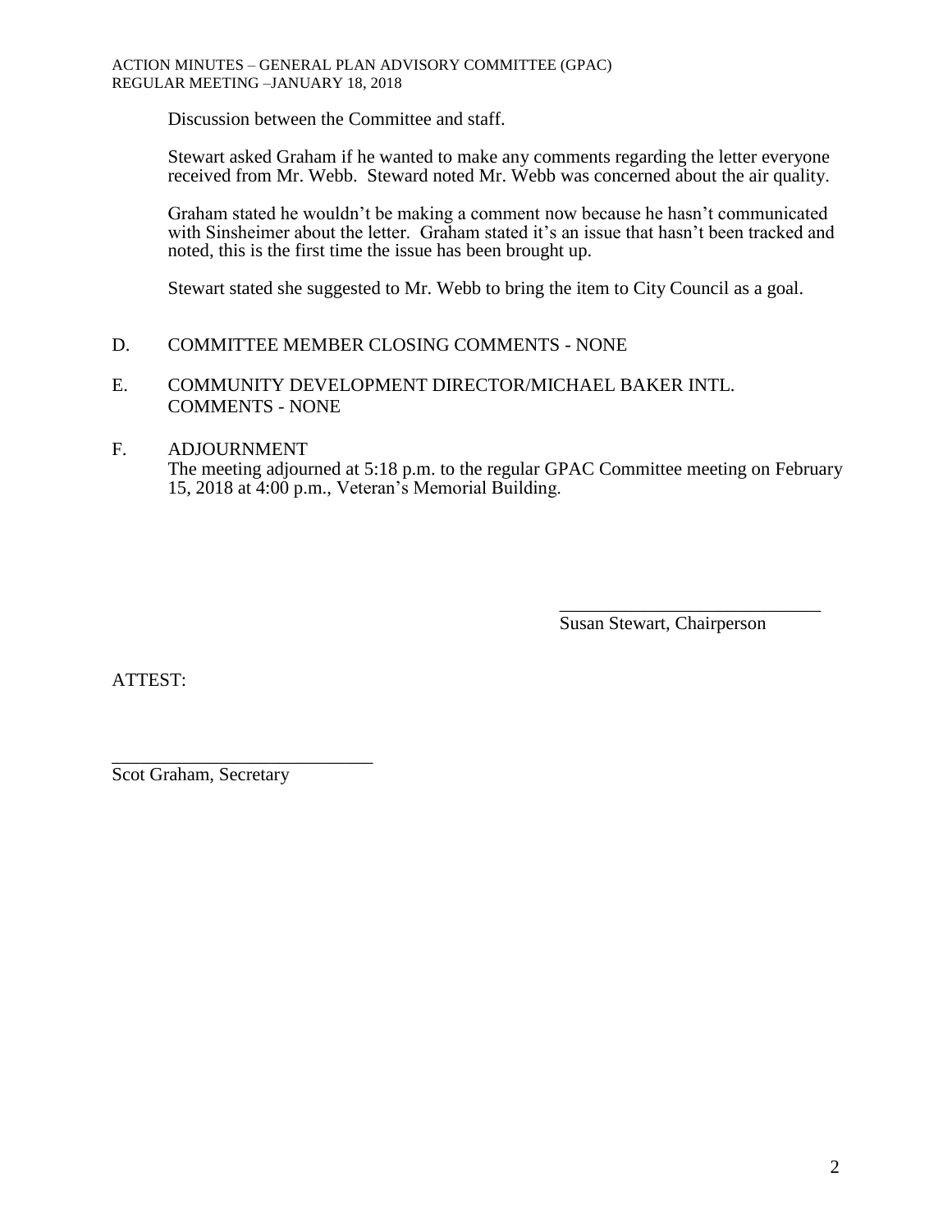Discussion between the Committee and staff.

Stewart asked Graham if he wanted to make any comments regarding the letter everyone received from Mr. Webb. Steward noted Mr. Webb was concerned about the air quality.

Graham stated he wouldn't be making a comment now because he hasn't communicated with Sinsheimer about the letter. Graham stated it's an issue that hasn't been tracked and noted, this is the first time the issue has been brought up.

Stewart stated she suggested to Mr. Webb to bring the item to City Council as a goal.

D. COMMITTEE MEMBER CLOSING COMMENTS - NONE

E. COMMUNITY DEVELOPMENT DIRECTOR/MICHAEL BAKER INTL. COMMENTS - NONE

F. ADJOURNMENT
The meeting adjourned at 5:18 p.m. to the regular GPAC Committee meeting on February 15, 2018 at 4:00 p.m., Veteran's Memorial Building.

\_\_\_\_\_\_\_\_\_\_\_\_\_\_\_\_\_\_\_\_\_\_\_\_\_\_\_\_
Susan Stewart, Chairperson

ATTEST:

\_\_\_\_\_\_\_\_\_\_\_\_\_\_\_\_\_\_\_\_\_\_\_\_\_\_\_\_
Scot Graham, Secretary